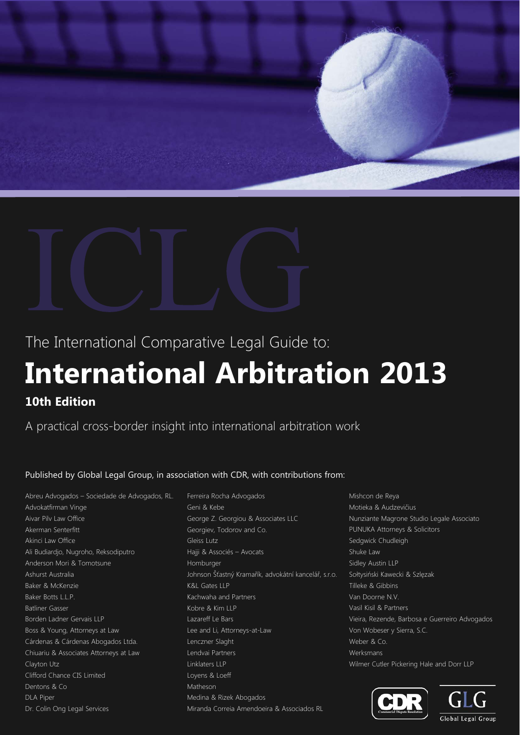# ICLG

The International Comparative Legal Guide to:

# International Arbitration 2013

## 10th Edition

A practical cross-border insight into international arbitration work

Published by Global Legal Group, in association with CDR, with contributions from:

Abreu Advogados – Sociedade de Advogados, RL.
Advokatfirman Vinge
Aivar Pilv Law Office
Akerman Senterfitt
Akinci Law Office
Ali Budiardjo, Nugroho, Reksodiputro
Anderson Mori & Tomotsune
Ashurst Australia
Baker & McKenzie
Baker Botts L.L.P.
Batliner Gasser
Borden Ladner Gervais LLP
Boss & Young, Attorneys at Law
Cárdenas & Cárdenas Abogados Ltda.
Chiuariu & Associates Attorneys at Law
Clayton Utz
Clifford Chance CIS Limited
Dentons & Co
DLA Piper
Dr. Colin Ong Legal Services
Ferreira Rocha Advogados
Geni & Kebe
George Z. Georgiou & Associates LLC
Georgiev, Todorov and Co.
Gleiss Lutz
Hajji & Associés – Avocats
Homburger
Johnson Šťastný Kramařík, advokátní kancelář, s.r.o.
K&L Gates LLP
Kachwaha and Partners
Kobre & Kim LLP
Lazareff Le Bars
Lee and Li, Attorneys-at-Law
Lenczner Slaght
Lendvai Partners
Linklaters LLP
Loyens & Loeff
Matheson
Medina & Rizek Abogados
Miranda Correia Amendoeira & Associados RL
Mishcon de Reya
Motieka & Audzevičius
Nunziante Magrone Studio Legale Associato
PUNUKA Attorneys & Solicitors
Sedgwick Chudleigh
Shuke Law
Sidley Austin LLP
Sołtysiński Kawecki & Szlęzak
Tilleke & Gibbins
Van Doorne N.V.
Vasil Kisil & Partners
Vieira, Rezende, Barbosa e Guerreiro Advogados
Von Wobeser y Sierra, S.C.
Weber & Co.
Werksmans
Wilmer Cutler Pickering Hale and Dorr LLP

CDR Commercial Dispute Resolution

GLG Global Legal Group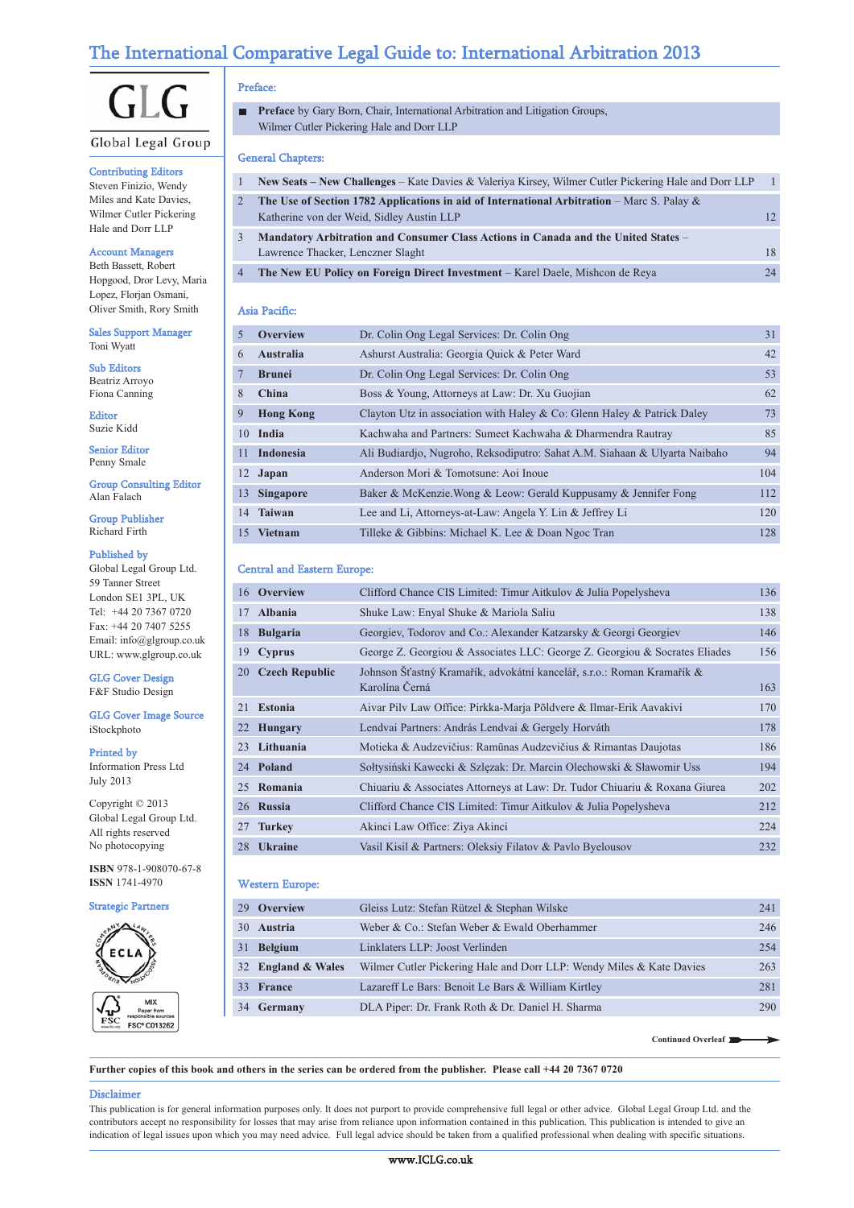# The International Comparative Legal Guide to: International Arbitration 2013

GLG
Global Legal Group

**Contributing Editors**
Steven Finizio, Wendy Miles and Kate Davies, Wilmer Cutler Pickering Hale and Dorr LLP

**Account Managers**
Beth Bassett, Robert Hopgood, Dror Levy, Maria Lopez, Florjan Osmani, Oliver Smith, Rory Smith

**Sales Support Manager**
Toni Wyatt

**Sub Editors**
Beatriz Arroyo
Fiona Canning

**Editor**
Suzie Kidd

**Senior Editor**
Penny Smale

**Group Consulting Editor**
Alan Falach

**Group Publisher**
Richard Firth

**Published by**
Global Legal Group Ltd.
59 Tanner Street
London SE1 3PL, UK
Tel: +44 20 7367 0720
Fax: +44 20 7407 5255
Email: info@glgroup.co.uk
URL: www.glgroup.co.uk

**GLG Cover Design**
F&F Studio Design

**GLG Cover Image Source**
iStockphoto

**Printed by**
Information Press Ltd
July 2013

Copyright © 2013
Global Legal Group Ltd.
All rights reserved
No photocopying

**ISBN** 978-1-908070-67-8
**ISSN** 1741-4970

**Strategic Partners**

## Preface:

- **Preface** by Gary Born, Chair, International Arbitration and Litigation Groups, Wilmer Cutler Pickering Hale and Dorr LLP

## General Chapters:

| | | |
|---|---|---|
| 1 | **New Seats – New Challenges** – Kate Davies & Valeriya Kirsey, Wilmer Cutler Pickering Hale and Dorr LLP | 1 |
| 2 | **The Use of Section 1782 Applications in aid of International Arbitration** – Marc S. Palay & Katherine von der Weid, Sidley Austin LLP | 12 |
| 3 | **Mandatory Arbitration and Consumer Class Actions in Canada and the United States** – Lawrence Thacker, Lenczner Slaght | 18 |
| 4 | **The New EU Policy on Foreign Direct Investment** – Karel Daele, Mishcon de Reya | 24 |

## Asia Pacific:

| | | | |
|---|---|---|---|
| 5 | **Overview** | Dr. Colin Ong Legal Services: Dr. Colin Ong | 31 |
| 6 | **Australia** | Ashurst Australia: Georgia Quick & Peter Ward | 42 |
| 7 | **Brunei** | Dr. Colin Ong Legal Services: Dr. Colin Ong | 53 |
| 8 | **China** | Boss & Young, Attorneys at Law: Dr. Xu Guojian | 62 |
| 9 | **Hong Kong** | Clayton Utz in association with Haley & Co: Glenn Haley & Patrick Daley | 73 |
| 10 | **India** | Kachwaha and Partners: Sumeet Kachwaha & Dharmendra Rautray | 85 |
| 11 | **Indonesia** | Ali Budiardjo, Nugroho, Reksodiputro: Sahat A.M. Siahaan & Ulyarta Naibaho | 94 |
| 12 | **Japan** | Anderson Mori & Tomotsune: Aoi Inoue | 104 |
| 13 | **Singapore** | Baker & McKenzie.Wong & Leow: Gerald Kuppusamy & Jennifer Fong | 112 |
| 14 | **Taiwan** | Lee and Li, Attorneys-at-Law: Angela Y. Lin & Jeffrey Li | 120 |
| 15 | **Vietnam** | Tilleke & Gibbins: Michael K. Lee & Doan Ngoc Tran | 128 |

## Central and Eastern Europe:

| | | | |
|---|---|---|---|
| 16 | **Overview** | Clifford Chance CIS Limited: Timur Aitkulov & Julia Popelysheva | 136 |
| 17 | **Albania** | Shuke Law: Enyal Shuke & Mariola Saliu | 138 |
| 18 | **Bulgaria** | Georgiev, Todorov and Co.: Alexander Katzarsky & Georgi Georgiev | 146 |
| 19 | **Cyprus** | George Z. Georgiou & Associates LLC: George Z. Georgiou & Socrates Eliades | 156 |
| 20 | **Czech Republic** | Johnson Šťastný Kramařík, advokátní kancelář, s.r.o.: Roman Kramařík & Karolína Černá | 163 |
| 21 | **Estonia** | Aivar Pilv Law Office: Pirkka-Marja Põldvere & Ilmar-Erik Aavakivi | 170 |
| 22 | **Hungary** | Lendvai Partners: András Lendvai & Gergely Horváth | 178 |
| 23 | **Lithuania** | Motieka & Audzevičius: Ramūnas Audzevičius & Rimantas Daujotas | 186 |
| 24 | **Poland** | Sołtysiński Kawecki & Szlęzak: Dr. Marcin Olechowski & Sławomir Uss | 194 |
| 25 | **Romania** | Chiuariu & Associates Attorneys at Law: Dr. Tudor Chiuariu & Roxana Giurea | 202 |
| 26 | **Russia** | Clifford Chance CIS Limited: Timur Aitkulov & Julia Popelysheva | 212 |
| 27 | **Turkey** | Akinci Law Office: Ziya Akinci | 224 |
| 28 | **Ukraine** | Vasil Kisil & Partners: Oleksiy Filatov & Pavlo Byelousov | 232 |

## Western Europe:

| | | | |
|---|---|---|---|
| 29 | **Overview** | Gleiss Lutz: Stefan Rützel & Stephan Wilske | 241 |
| 30 | **Austria** | Weber & Co.: Stefan Weber & Ewald Oberhammer | 246 |
| 31 | **Belgium** | Linklaters LLP: Joost Verlinden | 254 |
| 32 | **England & Wales** | Wilmer Cutler Pickering Hale and Dorr LLP: Wendy Miles & Kate Davies | 263 |
| 33 | **France** | Lazareff Le Bars: Benoit Le Bars & William Kirtley | 281 |
| 34 | **Germany** | DLA Piper: Dr. Frank Roth & Dr. Daniel H. Sharma | 290 |

Continued Overleaf

**Further copies of this book and others in the series can be ordered from the publisher. Please call +44 20 7367 0720**

**Disclaimer**

This publication is for general information purposes only. It does not purport to provide comprehensive full legal or other advice. Global Legal Group Ltd. and the contributors accept no responsibility for losses that may arise from reliance upon information contained in this publication. This publication is intended to give an indication of legal issues upon which you may need advice. Full legal advice should be taken from a qualified professional when dealing with specific situations.

www.ICLG.co.uk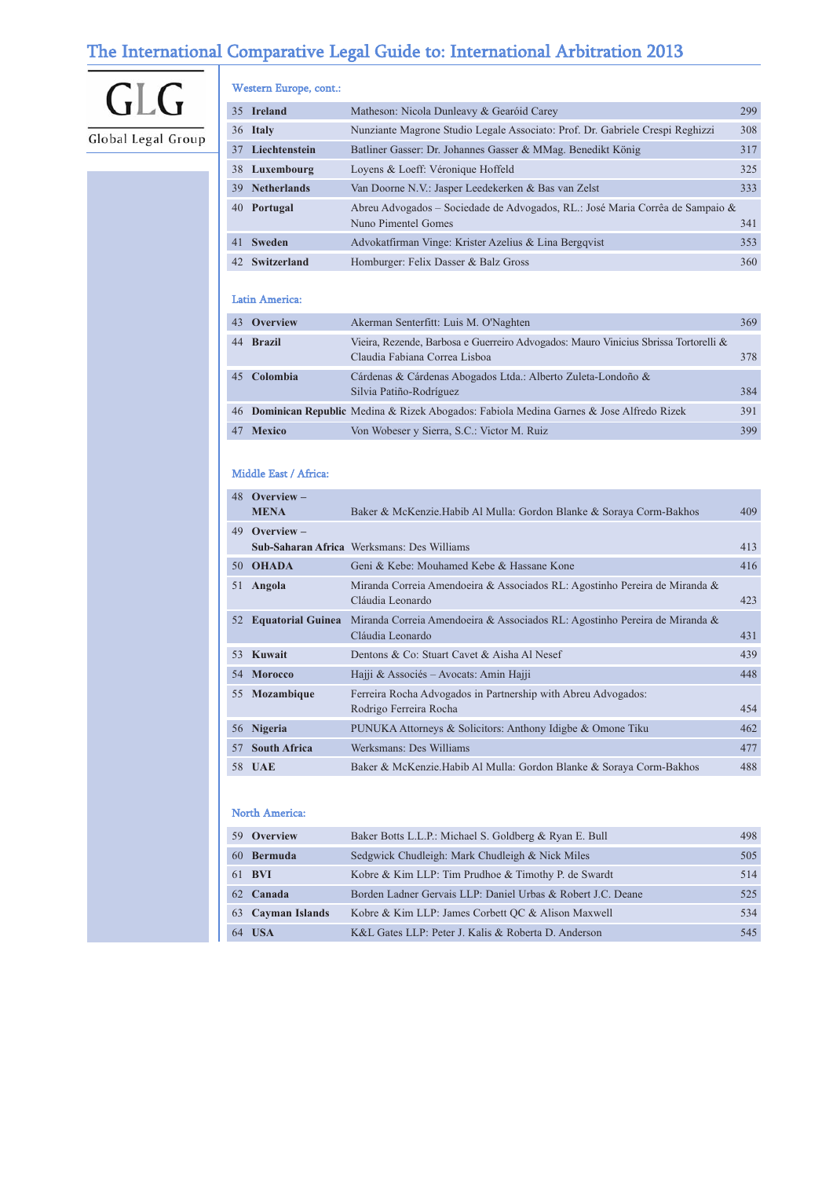# The International Comparative Legal Guide to: International Arbitration 2013

GLG
Global Legal Group

### Western Europe, cont.:

| | | | |
|---|---|---|---|
| 35 | **Ireland** | Matheson: Nicola Dunleavy & Gearóid Carey | 299 |
| 36 | **Italy** | Nunziante Magrone Studio Legale Associato: Prof. Dr. Gabriele Crespi Reghizzi | 308 |
| 37 | **Liechtenstein** | Batliner Gasser: Dr. Johannes Gasser & MMag. Benedikt König | 317 |
| 38 | **Luxembourg** | Loyens & Loeff: Véronique Hoffeld | 325 |
| 39 | **Netherlands** | Van Doorne N.V.: Jasper Leedekerken & Bas van Zelst | 333 |
| 40 | **Portugal** | Abreu Advogados – Sociedade de Advogados, RL.: José Maria Corrêa de Sampaio & Nuno Pimentel Gomes | 341 |
| 41 | **Sweden** | Advokatfirman Vinge: Krister Azelius & Lina Bergqvist | 353 |
| 42 | **Switzerland** | Homburger: Felix Dasser & Balz Gross | 360 |

### Latin America:

| | | | |
|---|---|---|---|
| 43 | **Overview** | Akerman Senterfitt: Luis M. O'Naghten | 369 |
| 44 | **Brazil** | Vieira, Rezende, Barbosa e Guerreiro Advogados: Mauro Vinicius Sbrissa Tortorelli & Claudia Fabiana Correa Lisboa | 378 |
| 45 | **Colombia** | Cárdenas & Cárdenas Abogados Ltda.: Alberto Zuleta-Londoño & Silvia Patiño-Rodríguez | 384 |
| 46 | **Dominican Republic** | Medina & Rizek Abogados: Fabiola Medina Garnes & Jose Alfredo Rizek | 391 |
| 47 | **Mexico** | Von Wobeser y Sierra, S.C.: Victor M. Ruiz | 399 |

### Middle East / Africa:

| | | | |
|---|---|---|---|
| 48 | **Overview – MENA** | Baker & McKenzie.Habib Al Mulla: Gordon Blanke & Soraya Corm-Bakhos | 409 |
| 49 | **Overview – Sub-Saharan Africa** | Werksmans: Des Williams | 413 |
| 50 | **OHADA** | Geni & Kebe: Mouhamed Kebe & Hassane Kone | 416 |
| 51 | **Angola** | Miranda Correia Amendoeira & Associados RL: Agostinho Pereira de Miranda & Cláudia Leonardo | 423 |
| 52 | **Equatorial Guinea** | Miranda Correia Amendoeira & Associados RL: Agostinho Pereira de Miranda & Cláudia Leonardo | 431 |
| 53 | **Kuwait** | Dentons & Co: Stuart Cavet & Aisha Al Nesef | 439 |
| 54 | **Morocco** | Hajji & Associés – Avocats: Amin Hajji | 448 |
| 55 | **Mozambique** | Ferreira Rocha Advogados in Partnership with Abreu Advogados: Rodrigo Ferreira Rocha | 454 |
| 56 | **Nigeria** | PUNUKA Attorneys & Solicitors: Anthony Idigbe & Omone Tiku | 462 |
| 57 | **South Africa** | Werksmans: Des Williams | 477 |
| 58 | **UAE** | Baker & McKenzie.Habib Al Mulla: Gordon Blanke & Soraya Corm-Bakhos | 488 |

### North America:

| | | | |
|---|---|---|---|
| 59 | **Overview** | Baker Botts L.L.P.: Michael S. Goldberg & Ryan E. Bull | 498 |
| 60 | **Bermuda** | Sedgwick Chudleigh: Mark Chudleigh & Nick Miles | 505 |
| 61 | **BVI** | Kobre & Kim LLP: Tim Prudhoe & Timothy P. de Swardt | 514 |
| 62 | **Canada** | Borden Ladner Gervais LLP: Daniel Urbas & Robert J.C. Deane | 525 |
| 63 | **Cayman Islands** | Kobre & Kim LLP: James Corbett QC & Alison Maxwell | 534 |
| 64 | **USA** | K&L Gates LLP: Peter J. Kalis & Roberta D. Anderson | 545 |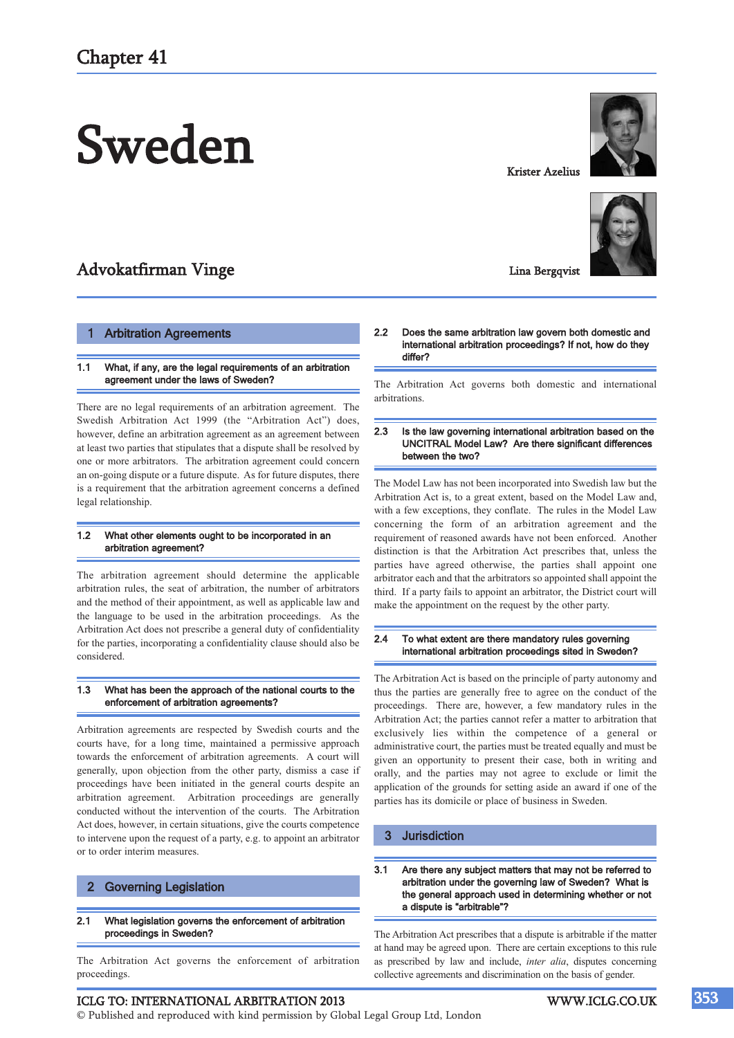# Chapter 41

# Sweden

Krister Azelius

Lina Bergqvist

## Advokatfirman Vinge

## 1 Arbitration Agreements

### 1.1 What, if any, are the legal requirements of an arbitration agreement under the laws of Sweden?

There are no legal requirements of an arbitration agreement. The Swedish Arbitration Act 1999 (the "Arbitration Act") does, however, define an arbitration agreement as an agreement between at least two parties that stipulates that a dispute shall be resolved by one or more arbitrators. The arbitration agreement could concern an on-going dispute or a future dispute. As for future disputes, there is a requirement that the arbitration agreement concerns a defined legal relationship.

### 1.2 What other elements ought to be incorporated in an arbitration agreement?

The arbitration agreement should determine the applicable arbitration rules, the seat of arbitration, the number of arbitrators and the method of their appointment, as well as applicable law and the language to be used in the arbitration proceedings. As the Arbitration Act does not prescribe a general duty of confidentiality for the parties, incorporating a confidentiality clause should also be considered.

### 1.3 What has been the approach of the national courts to the enforcement of arbitration agreements?

Arbitration agreements are respected by Swedish courts and the courts have, for a long time, maintained a permissive approach towards the enforcement of arbitration agreements. A court will generally, upon objection from the other party, dismiss a case if proceedings have been initiated in the general courts despite an arbitration agreement. Arbitration proceedings are generally conducted without the intervention of the courts. The Arbitration Act does, however, in certain situations, give the courts competence to intervene upon the request of a party, e.g. to appoint an arbitrator or to order interim measures.

## 2 Governing Legislation

### 2.1 What legislation governs the enforcement of arbitration proceedings in Sweden?

The Arbitration Act governs the enforcement of arbitration proceedings.

### 2.2 Does the same arbitration law govern both domestic and international arbitration proceedings? If not, how do they differ?

The Arbitration Act governs both domestic and international arbitrations.

### 2.3 Is the law governing international arbitration based on the UNCITRAL Model Law? Are there significant differences between the two?

The Model Law has not been incorporated into Swedish law but the Arbitration Act is, to a great extent, based on the Model Law and, with a few exceptions, they conflate. The rules in the Model Law concerning the form of an arbitration agreement and the requirement of reasoned awards have not been enforced. Another distinction is that the Arbitration Act prescribes that, unless the parties have agreed otherwise, the parties shall appoint one arbitrator each and that the arbitrators so appointed shall appoint the third. If a party fails to appoint an arbitrator, the District court will make the appointment on the request by the other party.

### 2.4 To what extent are there mandatory rules governing international arbitration proceedings sited in Sweden?

The Arbitration Act is based on the principle of party autonomy and thus the parties are generally free to agree on the conduct of the proceedings. There are, however, a few mandatory rules in the Arbitration Act; the parties cannot refer a matter to arbitration that exclusively lies within the competence of a general or administrative court, the parties must be treated equally and must be given an opportunity to present their case, both in writing and orally, and the parties may not agree to exclude or limit the application of the grounds for setting aside an award if one of the parties has its domicile or place of business in Sweden.

## 3 Jurisdiction

### 3.1 Are there any subject matters that may not be referred to arbitration under the governing law of Sweden? What is the general approach used in determining whether or not a dispute is "arbitrable"?

The Arbitration Act prescribes that a dispute is arbitrable if the matter at hand may be agreed upon. There are certain exceptions to this rule as prescribed by law and include, *inter alia*, disputes concerning collective agreements and discrimination on the basis of gender.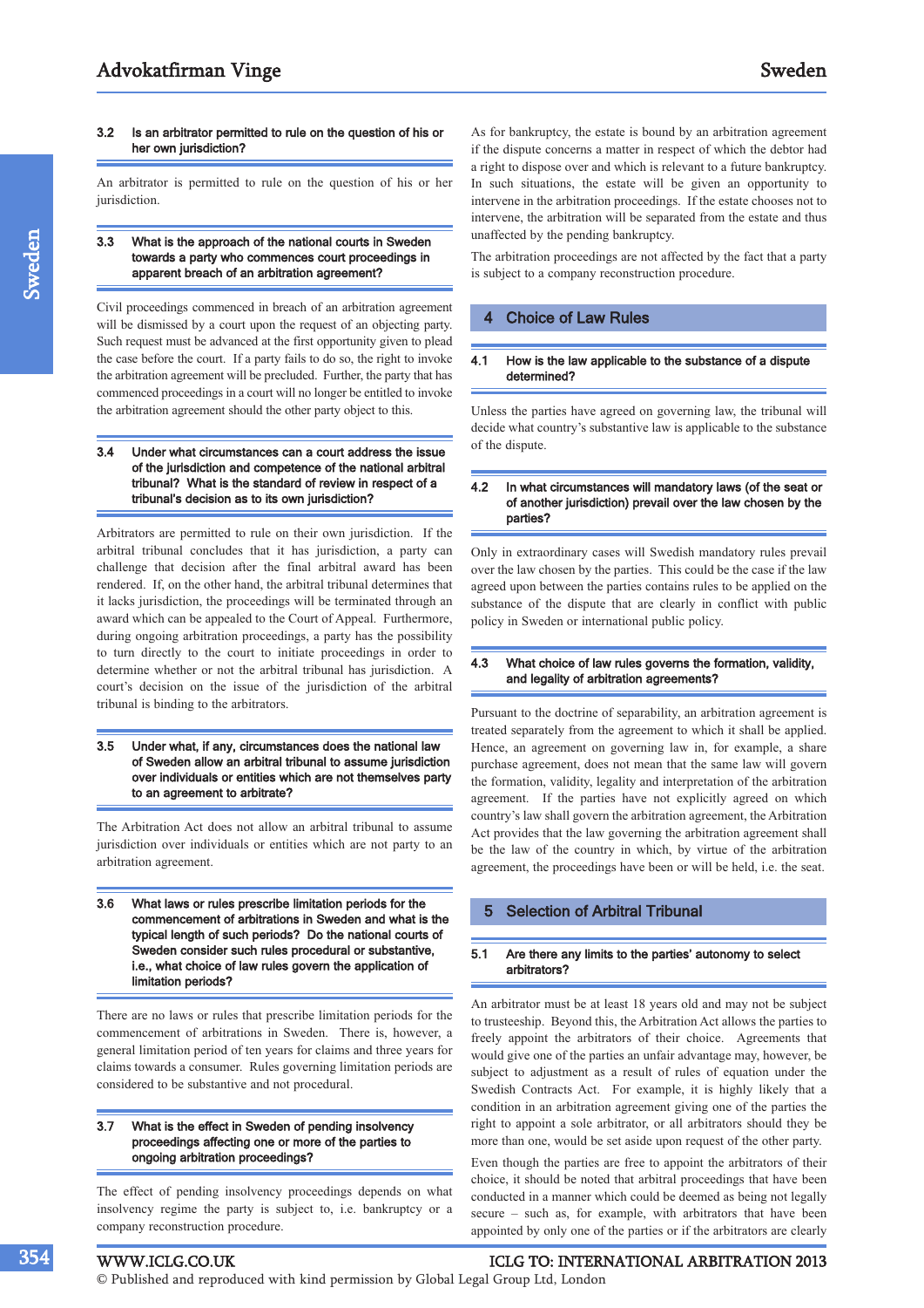### 3.2 Is an arbitrator permitted to rule on the question of his or her own jurisdiction?

An arbitrator is permitted to rule on the question of his or her jurisdiction.

### 3.3 What is the approach of the national courts in Sweden towards a party who commences court proceedings in apparent breach of an arbitration agreement?

Civil proceedings commenced in breach of an arbitration agreement will be dismissed by a court upon the request of an objecting party. Such request must be advanced at the first opportunity given to plead the case before the court. If a party fails to do so, the right to invoke the arbitration agreement will be precluded. Further, the party that has commenced proceedings in a court will no longer be entitled to invoke the arbitration agreement should the other party object to this.

### 3.4 Under what circumstances can a court address the issue of the jurisdiction and competence of the national arbitral tribunal? What is the standard of review in respect of a tribunal's decision as to its own jurisdiction?

Arbitrators are permitted to rule on their own jurisdiction. If the arbitral tribunal concludes that it has jurisdiction, a party can challenge that decision after the final arbitral award has been rendered. If, on the other hand, the arbitral tribunal determines that it lacks jurisdiction, the proceedings will be terminated through an award which can be appealed to the Court of Appeal. Furthermore, during ongoing arbitration proceedings, a party has the possibility to turn directly to the court to initiate proceedings in order to determine whether or not the arbitral tribunal has jurisdiction. A court's decision on the issue of the jurisdiction of the arbitral tribunal is binding to the arbitrators.

### 3.5 Under what, if any, circumstances does the national law of Sweden allow an arbitral tribunal to assume jurisdiction over individuals or entities which are not themselves party to an agreement to arbitrate?

The Arbitration Act does not allow an arbitral tribunal to assume jurisdiction over individuals or entities which are not party to an arbitration agreement.

### 3.6 What laws or rules prescribe limitation periods for the commencement of arbitrations in Sweden and what is the typical length of such periods? Do the national courts of Sweden consider such rules procedural or substantive, i.e., what choice of law rules govern the application of limitation periods?

There are no laws or rules that prescribe limitation periods for the commencement of arbitrations in Sweden. There is, however, a general limitation period of ten years for claims and three years for claims towards a consumer. Rules governing limitation periods are considered to be substantive and not procedural.

### 3.7 What is the effect in Sweden of pending insolvency proceedings affecting one or more of the parties to ongoing arbitration proceedings?

The effect of pending insolvency proceedings depends on what insolvency regime the party is subject to, i.e. bankruptcy or a company reconstruction procedure.

As for bankruptcy, the estate is bound by an arbitration agreement if the dispute concerns a matter in respect of which the debtor had a right to dispose over and which is relevant to a future bankruptcy. In such situations, the estate will be given an opportunity to intervene in the arbitration proceedings. If the estate chooses not to intervene, the arbitration will be separated from the estate and thus unaffected by the pending bankruptcy.

The arbitration proceedings are not affected by the fact that a party is subject to a company reconstruction procedure.

## 4 Choice of Law Rules

### 4.1 How is the law applicable to the substance of a dispute determined?

Unless the parties have agreed on governing law, the tribunal will decide what country's substantive law is applicable to the substance of the dispute.

### 4.2 In what circumstances will mandatory laws (of the seat or of another jurisdiction) prevail over the law chosen by the parties?

Only in extraordinary cases will Swedish mandatory rules prevail over the law chosen by the parties. This could be the case if the law agreed upon between the parties contains rules to be applied on the substance of the dispute that are clearly in conflict with public policy in Sweden or international public policy.

### 4.3 What choice of law rules governs the formation, validity, and legality of arbitration agreements?

Pursuant to the doctrine of separability, an arbitration agreement is treated separately from the agreement to which it shall be applied. Hence, an agreement on governing law in, for example, a share purchase agreement, does not mean that the same law will govern the formation, validity, legality and interpretation of the arbitration agreement. If the parties have not explicitly agreed on which country's law shall govern the arbitration agreement, the Arbitration Act provides that the law governing the arbitration agreement shall be the law of the country in which, by virtue of the arbitration agreement, the proceedings have been or will be held, i.e. the seat.

## 5 Selection of Arbitral Tribunal

### 5.1 Are there any limits to the parties' autonomy to select arbitrators?

An arbitrator must be at least 18 years old and may not be subject to trusteeship. Beyond this, the Arbitration Act allows the parties to freely appoint the arbitrators of their choice. Agreements that would give one of the parties an unfair advantage may, however, be subject to adjustment as a result of rules of equation under the Swedish Contracts Act. For example, it is highly likely that a condition in an arbitration agreement giving one of the parties the right to appoint a sole arbitrator, or all arbitrators should they be more than one, would be set aside upon request of the other party.

Even though the parties are free to appoint the arbitrators of their choice, it should be noted that arbitral proceedings that have been conducted in a manner which could be deemed as being not legally secure – such as, for example, with arbitrators that have been appointed by only one of the parties or if the arbitrators are clearly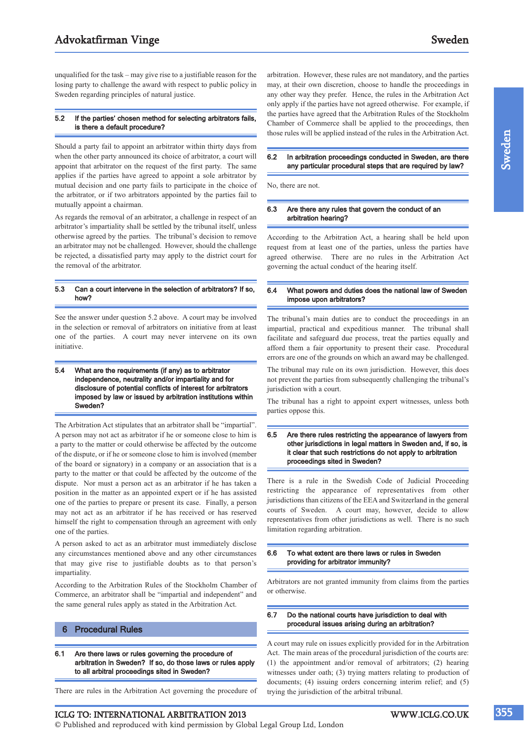unqualified for the task – may give rise to a justifiable reason for the losing party to challenge the award with respect to public policy in Sweden regarding principles of natural justice.

### 5.2 If the parties' chosen method for selecting arbitrators fails, is there a default procedure?

Should a party fail to appoint an arbitrator within thirty days from when the other party announced its choice of arbitrator, a court will appoint that arbitrator on the request of the first party. The same applies if the parties have agreed to appoint a sole arbitrator by mutual decision and one party fails to participate in the choice of the arbitrator, or if two arbitrators appointed by the parties fail to mutually appoint a chairman.

As regards the removal of an arbitrator, a challenge in respect of an arbitrator's impartiality shall be settled by the tribunal itself, unless otherwise agreed by the parties. The tribunal's decision to remove an arbitrator may not be challenged. However, should the challenge be rejected, a dissatisfied party may apply to the district court for the removal of the arbitrator.

### 5.3 Can a court intervene in the selection of arbitrators? If so, how?

See the answer under question 5.2 above. A court may be involved in the selection or removal of arbitrators on initiative from at least one of the parties. A court may never intervene on its own initiative.

### 5.4 What are the requirements (if any) as to arbitrator independence, neutrality and/or impartiality and for disclosure of potential conflicts of interest for arbitrators imposed by law or issued by arbitration institutions within Sweden?

The Arbitration Act stipulates that an arbitrator shall be "impartial". A person may not act as arbitrator if he or someone close to him is a party to the matter or could otherwise be affected by the outcome of the dispute, or if he or someone close to him is involved (member of the board or signatory) in a company or an association that is a party to the matter or that could be affected by the outcome of the dispute. Nor must a person act as an arbitrator if he has taken a position in the matter as an appointed expert or if he has assisted one of the parties to prepare or present its case. Finally, a person may not act as an arbitrator if he has received or has reserved himself the right to compensation through an agreement with only one of the parties.

A person asked to act as an arbitrator must immediately disclose any circumstances mentioned above and any other circumstances that may give rise to justifiable doubts as to that person's impartiality.

According to the Arbitration Rules of the Stockholm Chamber of Commerce, an arbitrator shall be "impartial and independent" and the same general rules apply as stated in the Arbitration Act.

## 6 Procedural Rules

### 6.1 Are there laws or rules governing the procedure of arbitration in Sweden? If so, do those laws or rules apply to all arbitral proceedings sited in Sweden?

There are rules in the Arbitration Act governing the procedure of arbitration. However, these rules are not mandatory, and the parties may, at their own discretion, choose to handle the proceedings in any other way they prefer. Hence, the rules in the Arbitration Act only apply if the parties have not agreed otherwise. For example, if the parties have agreed that the Arbitration Rules of the Stockholm Chamber of Commerce shall be applied to the proceedings, then those rules will be applied instead of the rules in the Arbitration Act.

### 6.2 In arbitration proceedings conducted in Sweden, are there any particular procedural steps that are required by law?

No, there are not.

### 6.3 Are there any rules that govern the conduct of an arbitration hearing?

According to the Arbitration Act, a hearing shall be held upon request from at least one of the parties, unless the parties have agreed otherwise. There are no rules in the Arbitration Act governing the actual conduct of the hearing itself.

### 6.4 What powers and duties does the national law of Sweden impose upon arbitrators?

The tribunal's main duties are to conduct the proceedings in an impartial, practical and expeditious manner. The tribunal shall facilitate and safeguard due process, treat the parties equally and afford them a fair opportunity to present their case. Procedural errors are one of the grounds on which an award may be challenged.

The tribunal may rule on its own jurisdiction. However, this does not prevent the parties from subsequently challenging the tribunal's jurisdiction with a court.

The tribunal has a right to appoint expert witnesses, unless both parties oppose this.

### 6.5 Are there rules restricting the appearance of lawyers from other jurisdictions in legal matters in Sweden and, if so, is it clear that such restrictions do not apply to arbitration proceedings sited in Sweden?

There is a rule in the Swedish Code of Judicial Proceeding restricting the appearance of representatives from other jurisdictions than citizens of the EEA and Switzerland in the general courts of Sweden. A court may, however, decide to allow representatives from other jurisdictions as well. There is no such limitation regarding arbitration.

### 6.6 To what extent are there laws or rules in Sweden providing for arbitrator immunity?

Arbitrators are not granted immunity from claims from the parties or otherwise.

### 6.7 Do the national courts have jurisdiction to deal with procedural issues arising during an arbitration?

A court may rule on issues explicitly provided for in the Arbitration Act. The main areas of the procedural jurisdiction of the courts are: (1) the appointment and/or removal of arbitrators; (2) hearing witnesses under oath; (3) trying matters relating to production of documents; (4) issuing orders concerning interim relief; and (5) trying the jurisdiction of the arbitral tribunal.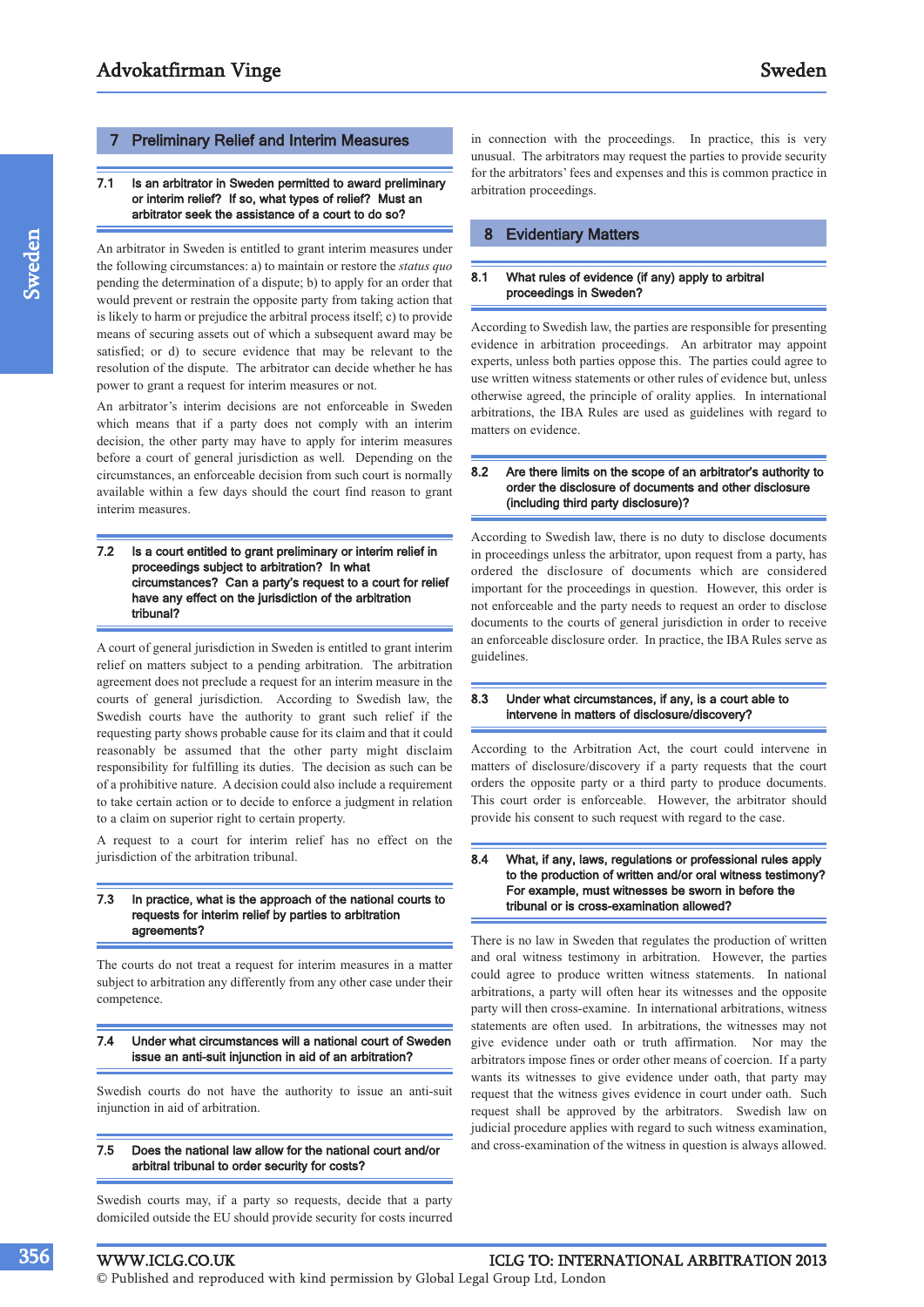## 7 Preliminary Relief and Interim Measures

### 7.1 Is an arbitrator in Sweden permitted to award preliminary or interim relief? If so, what types of relief? Must an arbitrator seek the assistance of a court to do so?

An arbitrator in Sweden is entitled to grant interim measures under the following circumstances: a) to maintain or restore the *status quo* pending the determination of a dispute; b) to apply for an order that would prevent or restrain the opposite party from taking action that is likely to harm or prejudice the arbitral process itself; c) to provide means of securing assets out of which a subsequent award may be satisfied; or d) to secure evidence that may be relevant to the resolution of the dispute. The arbitrator can decide whether he has power to grant a request for interim measures or not.

An arbitrator's interim decisions are not enforceable in Sweden which means that if a party does not comply with an interim decision, the other party may have to apply for interim measures before a court of general jurisdiction as well. Depending on the circumstances, an enforceable decision from such court is normally available within a few days should the court find reason to grant interim measures.

### 7.2 Is a court entitled to grant preliminary or interim relief in proceedings subject to arbitration? In what circumstances? Can a party's request to a court for relief have any effect on the jurisdiction of the arbitration tribunal?

A court of general jurisdiction in Sweden is entitled to grant interim relief on matters subject to a pending arbitration. The arbitration agreement does not preclude a request for an interim measure in the courts of general jurisdiction. According to Swedish law, the Swedish courts have the authority to grant such relief if the requesting party shows probable cause for its claim and that it could reasonably be assumed that the other party might disclaim responsibility for fulfilling its duties. The decision as such can be of a prohibitive nature. A decision could also include a requirement to take certain action or to decide to enforce a judgment in relation to a claim on superior right to certain property.

A request to a court for interim relief has no effect on the jurisdiction of the arbitration tribunal.

### 7.3 In practice, what is the approach of the national courts to requests for interim relief by parties to arbitration agreements?

The courts do not treat a request for interim measures in a matter subject to arbitration any differently from any other case under their competence.

### 7.4 Under what circumstances will a national court of Sweden issue an anti-suit injunction in aid of an arbitration?

Swedish courts do not have the authority to issue an anti-suit injunction in aid of arbitration.

### 7.5 Does the national law allow for the national court and/or arbitral tribunal to order security for costs?

Swedish courts may, if a party so requests, decide that a party domiciled outside the EU should provide security for costs incurred in connection with the proceedings. In practice, this is very unusual. The arbitrators may request the parties to provide security for the arbitrators' fees and expenses and this is common practice in arbitration proceedings.

## 8 Evidentiary Matters

### 8.1 What rules of evidence (if any) apply to arbitral proceedings in Sweden?

According to Swedish law, the parties are responsible for presenting evidence in arbitration proceedings. An arbitrator may appoint experts, unless both parties oppose this. The parties could agree to use written witness statements or other rules of evidence but, unless otherwise agreed, the principle of orality applies. In international arbitrations, the IBA Rules are used as guidelines with regard to matters on evidence.

### 8.2 Are there limits on the scope of an arbitrator's authority to order the disclosure of documents and other disclosure (including third party disclosure)?

According to Swedish law, there is no duty to disclose documents in proceedings unless the arbitrator, upon request from a party, has ordered the disclosure of documents which are considered important for the proceedings in question. However, this order is not enforceable and the party needs to request an order to disclose documents to the courts of general jurisdiction in order to receive an enforceable disclosure order. In practice, the IBA Rules serve as guidelines.

### 8.3 Under what circumstances, if any, is a court able to intervene in matters of disclosure/discovery?

According to the Arbitration Act, the court could intervene in matters of disclosure/discovery if a party requests that the court orders the opposite party or a third party to produce documents. This court order is enforceable. However, the arbitrator should provide his consent to such request with regard to the case.

### 8.4 What, if any, laws, regulations or professional rules apply to the production of written and/or oral witness testimony? For example, must witnesses be sworn in before the tribunal or is cross-examination allowed?

There is no law in Sweden that regulates the production of written and oral witness testimony in arbitration. However, the parties could agree to produce written witness statements. In national arbitrations, a party will often hear its witnesses and the opposite party will then cross-examine. In international arbitrations, witness statements are often used. In arbitrations, the witnesses may not give evidence under oath or truth affirmation. Nor may the arbitrators impose fines or order other means of coercion. If a party wants its witnesses to give evidence under oath, that party may request that the witness gives evidence in court under oath. Such request shall be approved by the arbitrators. Swedish law on judicial procedure applies with regard to such witness examination, and cross-examination of the witness in question is always allowed.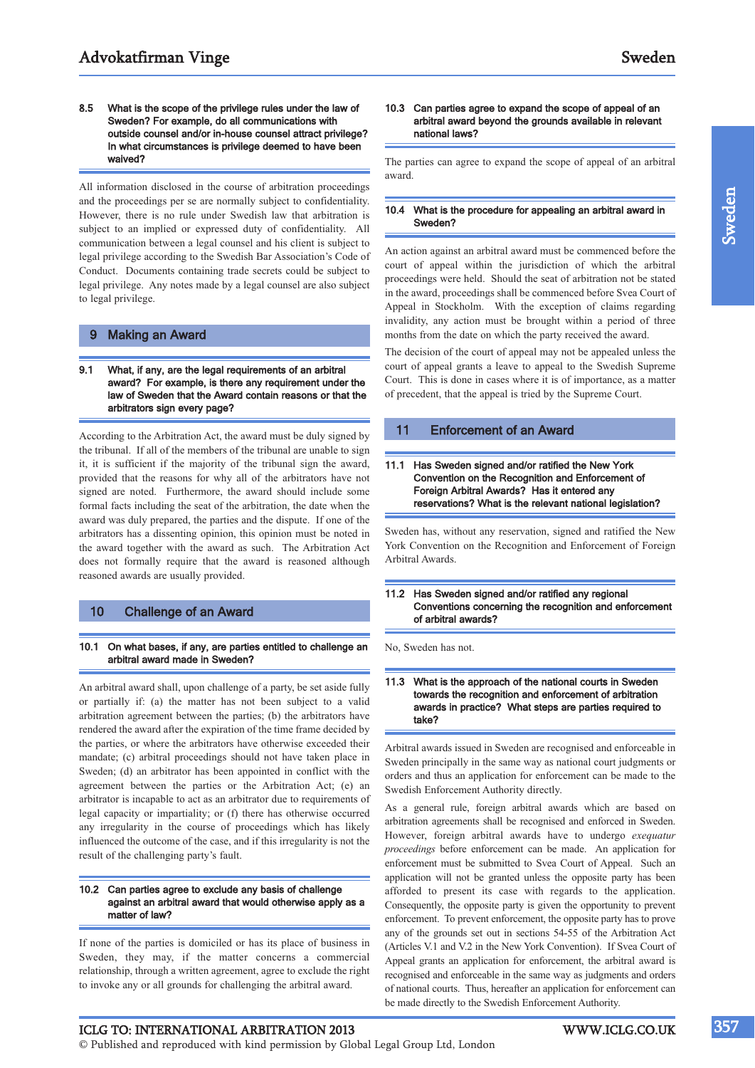#### 8.5 What is the scope of the privilege rules under the law of Sweden? For example, do all communications with outside counsel and/or in-house counsel attract privilege? In what circumstances is privilege deemed to have been waived?

All information disclosed in the course of arbitration proceedings and the proceedings per se are normally subject to confidentiality. However, there is no rule under Swedish law that arbitration is subject to an implied or expressed duty of confidentiality. All communication between a legal counsel and his client is subject to legal privilege according to the Swedish Bar Association's Code of Conduct. Documents containing trade secrets could be subject to legal privilege. Any notes made by a legal counsel are also subject to legal privilege.

## 9 Making an Award

#### 9.1 What, if any, are the legal requirements of an arbitral award? For example, is there any requirement under the law of Sweden that the Award contain reasons or that the arbitrators sign every page?

According to the Arbitration Act, the award must be duly signed by the tribunal. If all of the members of the tribunal are unable to sign it, it is sufficient if the majority of the tribunal sign the award, provided that the reasons for why all of the arbitrators have not signed are noted. Furthermore, the award should include some formal facts including the seat of the arbitration, the date when the award was duly prepared, the parties and the dispute. If one of the arbitrators has a dissenting opinion, this opinion must be noted in the award together with the award as such. The Arbitration Act does not formally require that the award is reasoned although reasoned awards are usually provided.

## 10 Challenge of an Award

#### 10.1 On what bases, if any, are parties entitled to challenge an arbitral award made in Sweden?

An arbitral award shall, upon challenge of a party, be set aside fully or partially if: (a) the matter has not been subject to a valid arbitration agreement between the parties; (b) the arbitrators have rendered the award after the expiration of the time frame decided by the parties, or where the arbitrators have otherwise exceeded their mandate; (c) arbitral proceedings should not have taken place in Sweden; (d) an arbitrator has been appointed in conflict with the agreement between the parties or the Arbitration Act; (e) an arbitrator is incapable to act as an arbitrator due to requirements of legal capacity or impartiality; or (f) there has otherwise occurred any irregularity in the course of proceedings which has likely influenced the outcome of the case, and if this irregularity is not the result of the challenging party's fault.

#### 10.2 Can parties agree to exclude any basis of challenge against an arbitral award that would otherwise apply as a matter of law?

If none of the parties is domiciled or has its place of business in Sweden, they may, if the matter concerns a commercial relationship, through a written agreement, agree to exclude the right to invoke any or all grounds for challenging the arbitral award.

#### 10.3 Can parties agree to expand the scope of appeal of an arbitral award beyond the grounds available in relevant national laws?

The parties can agree to expand the scope of appeal of an arbitral award.

#### 10.4 What is the procedure for appealing an arbitral award in Sweden?

An action against an arbitral award must be commenced before the court of appeal within the jurisdiction of which the arbitral proceedings were held. Should the seat of arbitration not be stated in the award, proceedings shall be commenced before Svea Court of Appeal in Stockholm. With the exception of claims regarding invalidity, any action must be brought within a period of three months from the date on which the party received the award.

The decision of the court of appeal may not be appealed unless the court of appeal grants a leave to appeal to the Swedish Supreme Court. This is done in cases where it is of importance, as a matter of precedent, that the appeal is tried by the Supreme Court.

## 11 Enforcement of an Award

#### 11.1 Has Sweden signed and/or ratified the New York Convention on the Recognition and Enforcement of Foreign Arbitral Awards? Has it entered any reservations? What is the relevant national legislation?

Sweden has, without any reservation, signed and ratified the New York Convention on the Recognition and Enforcement of Foreign Arbitral Awards.

#### 11.2 Has Sweden signed and/or ratified any regional Conventions concerning the recognition and enforcement of arbitral awards?

No, Sweden has not.

#### 11.3 What is the approach of the national courts in Sweden towards the recognition and enforcement of arbitration awards in practice? What steps are parties required to take?

Arbitral awards issued in Sweden are recognised and enforceable in Sweden principally in the same way as national court judgments or orders and thus an application for enforcement can be made to the Swedish Enforcement Authority directly.

As a general rule, foreign arbitral awards which are based on arbitration agreements shall be recognised and enforced in Sweden. However, foreign arbitral awards have to undergo *exequatur proceedings* before enforcement can be made. An application for enforcement must be submitted to Svea Court of Appeal. Such an application will not be granted unless the opposite party has been afforded to present its case with regards to the application. Consequently, the opposite party is given the opportunity to prevent enforcement. To prevent enforcement, the opposite party has to prove any of the grounds set out in sections 54-55 of the Arbitration Act (Articles V.1 and V.2 in the New York Convention). If Svea Court of Appeal grants an application for enforcement, the arbitral award is recognised and enforceable in the same way as judgments and orders of national courts. Thus, hereafter an application for enforcement can be made directly to the Swedish Enforcement Authority.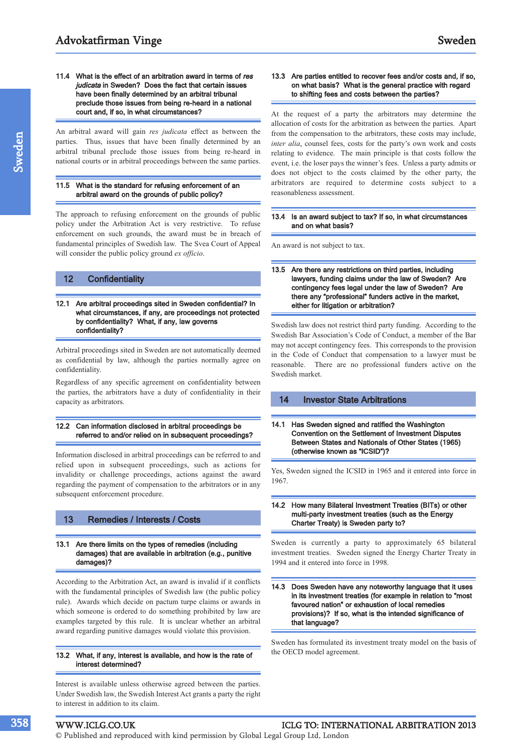**11.4 What is the effect of an arbitration award in terms of *res judicata* in Sweden? Does the fact that certain issues have been finally determined by an arbitral tribunal preclude those issues from being re-heard in a national court and, if so, in what circumstances?**

An arbitral award will gain *res judicata* effect as between the parties. Thus, issues that have been finally determined by an arbitral tribunal preclude those issues from being re-heard in national courts or in arbitral proceedings between the same parties.

**11.5 What is the standard for refusing enforcement of an arbitral award on the grounds of public policy?**

The approach to refusing enforcement on the grounds of public policy under the Arbitration Act is very restrictive. To refuse enforcement on such grounds, the award must be in breach of fundamental principles of Swedish law. The Svea Court of Appeal will consider the public policy ground *ex officio*.

## 12 Confidentiality

**12.1 Are arbitral proceedings sited in Sweden confidential? In what circumstances, if any, are proceedings not protected by confidentiality? What, if any, law governs confidentiality?**

Arbitral proceedings sited in Sweden are not automatically deemed as confidential by law, although the parties normally agree on confidentiality.

Regardless of any specific agreement on confidentiality between the parties, the arbitrators have a duty of confidentiality in their capacity as arbitrators.

**12.2 Can information disclosed in arbitral proceedings be referred to and/or relied on in subsequent proceedings?**

Information disclosed in arbitral proceedings can be referred to and relied upon in subsequent proceedings, such as actions for invalidity or challenge proceedings, actions against the award regarding the payment of compensation to the arbitrators or in any subsequent enforcement procedure.

## 13 Remedies / Interests / Costs

**13.1 Are there limits on the types of remedies (including damages) that are available in arbitration (e.g., punitive damages)?**

According to the Arbitration Act, an award is invalid if it conflicts with the fundamental principles of Swedish law (the public policy rule). Awards which decide on pactum turpe claims or awards in which someone is ordered to do something prohibited by law are examples targeted by this rule. It is unclear whether an arbitral award regarding punitive damages would violate this provision.

**13.2 What, if any, interest is available, and how is the rate of interest determined?**

Interest is available unless otherwise agreed between the parties. Under Swedish law, the Swedish Interest Act grants a party the right to interest in addition to its claim.

**13.3 Are parties entitled to recover fees and/or costs and, if so, on what basis? What is the general practice with regard to shifting fees and costs between the parties?**

At the request of a party the arbitrators may determine the allocation of costs for the arbitration as between the parties. Apart from the compensation to the arbitrators, these costs may include, *inter alia*, counsel fees, costs for the party's own work and costs relating to evidence. The main principle is that costs follow the event, i.e. the loser pays the winner's fees. Unless a party admits or does not object to the costs claimed by the other party, the arbitrators are required to determine costs subject to a reasonableness assessment.

**13.4 Is an award subject to tax? If so, in what circumstances and on what basis?**

An award is not subject to tax.

**13.5 Are there any restrictions on third parties, including lawyers, funding claims under the law of Sweden? Are contingency fees legal under the law of Sweden? Are there any "professional" funders active in the market, either for litigation or arbitration?**

Swedish law does not restrict third party funding. According to the Swedish Bar Association's Code of Conduct, a member of the Bar may not accept contingency fees. This corresponds to the provision in the Code of Conduct that compensation to a lawyer must be reasonable. There are no professional funders active on the Swedish market.

## 14 Investor State Arbitrations

**14.1 Has Sweden signed and ratified the Washington Convention on the Settlement of Investment Disputes Between States and Nationals of Other States (1965) (otherwise known as "ICSID")?**

Yes, Sweden signed the ICSID in 1965 and it entered into force in 1967.

**14.2 How many Bilateral Investment Treaties (BITs) or other multi-party investment treaties (such as the Energy Charter Treaty) is Sweden party to?**

Sweden is currently a party to approximately 65 bilateral investment treaties. Sweden signed the Energy Charter Treaty in 1994 and it entered into force in 1998.

**14.3 Does Sweden have any noteworthy language that it uses in its investment treaties (for example in relation to "most favoured nation" or exhaustion of local remedies provisions)? If so, what is the intended significance of that language?**

Sweden has formulated its investment treaty model on the basis of the OECD model agreement.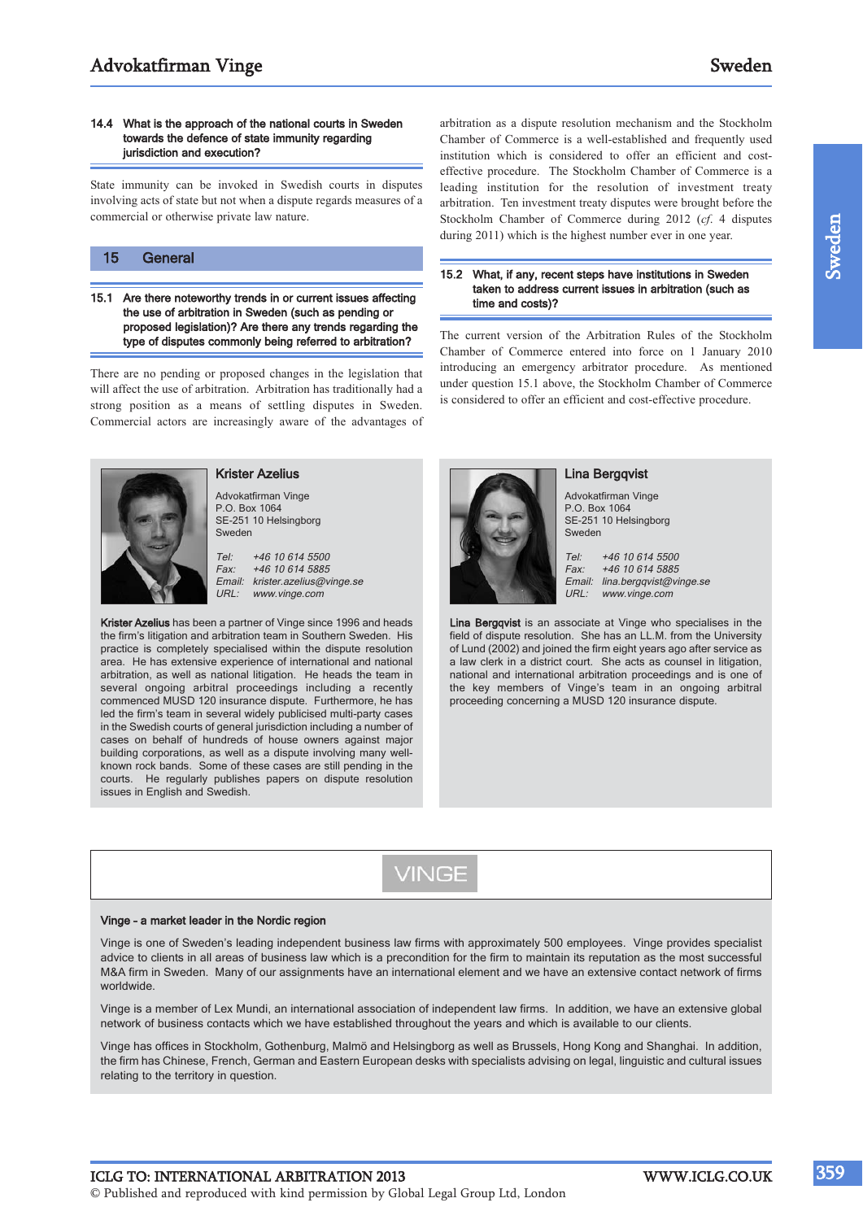### 14.4 What is the approach of the national courts in Sweden towards the defence of state immunity regarding jurisdiction and execution?

State immunity can be invoked in Swedish courts in disputes involving acts of state but not when a dispute regards measures of a commercial or otherwise private law nature.

## 15 General

### 15.1 Are there noteworthy trends in or current issues affecting the use of arbitration in Sweden (such as pending or proposed legislation)? Are there any trends regarding the type of disputes commonly being referred to arbitration?

There are no pending or proposed changes in the legislation that will affect the use of arbitration. Arbitration has traditionally had a strong position as a means of settling disputes in Sweden. Commercial actors are increasingly aware of the advantages of arbitration as a dispute resolution mechanism and the Stockholm Chamber of Commerce is a well-established and frequently used institution which is considered to offer an efficient and cost-effective procedure. The Stockholm Chamber of Commerce is a leading institution for the resolution of investment treaty arbitration. Ten investment treaty disputes were brought before the Stockholm Chamber of Commerce during 2012 (*cf.* 4 disputes during 2011) which is the highest number ever in one year.

### 15.2 What, if any, recent steps have institutions in Sweden taken to address current issues in arbitration (such as time and costs)?

The current version of the Arbitration Rules of the Stockholm Chamber of Commerce entered into force on 1 January 2010 introducing an emergency arbitrator procedure. As mentioned under question 15.1 above, the Stockholm Chamber of Commerce is considered to offer an efficient and cost-effective procedure.

---

**Krister Azelius**

Advokatfirman Vinge
P.O. Box 1064
SE-251 10 Helsingborg
Sweden

*Tel: +46 10 614 5500*
*Fax: +46 10 614 5885*
*Email: krister.azelius@vinge.se*
*URL: www.vinge.com*

**Krister Azelius** has been a partner of Vinge since 1996 and heads the firm's litigation and arbitration team in Southern Sweden. His practice is completely specialised within the dispute resolution area. He has extensive experience of international and national arbitration, as well as national litigation. He heads the team in several ongoing arbitral proceedings including a recently commenced MUSD 120 insurance dispute. Furthermore, he has led the firm's team in several widely publicised multi-party cases in the Swedish courts of general jurisdiction including a number of cases on behalf of hundreds of house owners against major building corporations, as well as a dispute involving many well-known rock bands. Some of these cases are still pending in the courts. He regularly publishes papers on dispute resolution issues in English and Swedish.

---

**Lina Bergqvist**

Advokatfirman Vinge
P.O. Box 1064
SE-251 10 Helsingborg
Sweden

*Tel: +46 10 614 5500*
*Fax: +46 10 614 5885*
*Email: lina.bergqvist@vinge.se*
*URL: www.vinge.com*

**Lina Bergqvist** is an associate at Vinge who specialises in the field of dispute resolution. She has an LL.M. from the University of Lund (2002) and joined the firm eight years ago after service as a law clerk in a district court. She acts as counsel in litigation, national and international arbitration proceedings and is one of the key members of Vinge's team in an ongoing arbitral proceeding concerning a MUSD 120 insurance dispute.

---

VINGE

**Vinge - a market leader in the Nordic region**

Vinge is one of Sweden's leading independent business law firms with approximately 500 employees. Vinge provides specialist advice to clients in all areas of business law which is a precondition for the firm to maintain its reputation as the most successful M&A firm in Sweden. Many of our assignments have an international element and we have an extensive contact network of firms worldwide.

Vinge is a member of Lex Mundi, an international association of independent law firms. In addition, we have an extensive global network of business contacts which we have established throughout the years and which is available to our clients.

Vinge has offices in Stockholm, Gothenburg, Malmö and Helsingborg as well as Brussels, Hong Kong and Shanghai. In addition, the firm has Chinese, French, German and Eastern European desks with specialists advising on legal, linguistic and cultural issues relating to the territory in question.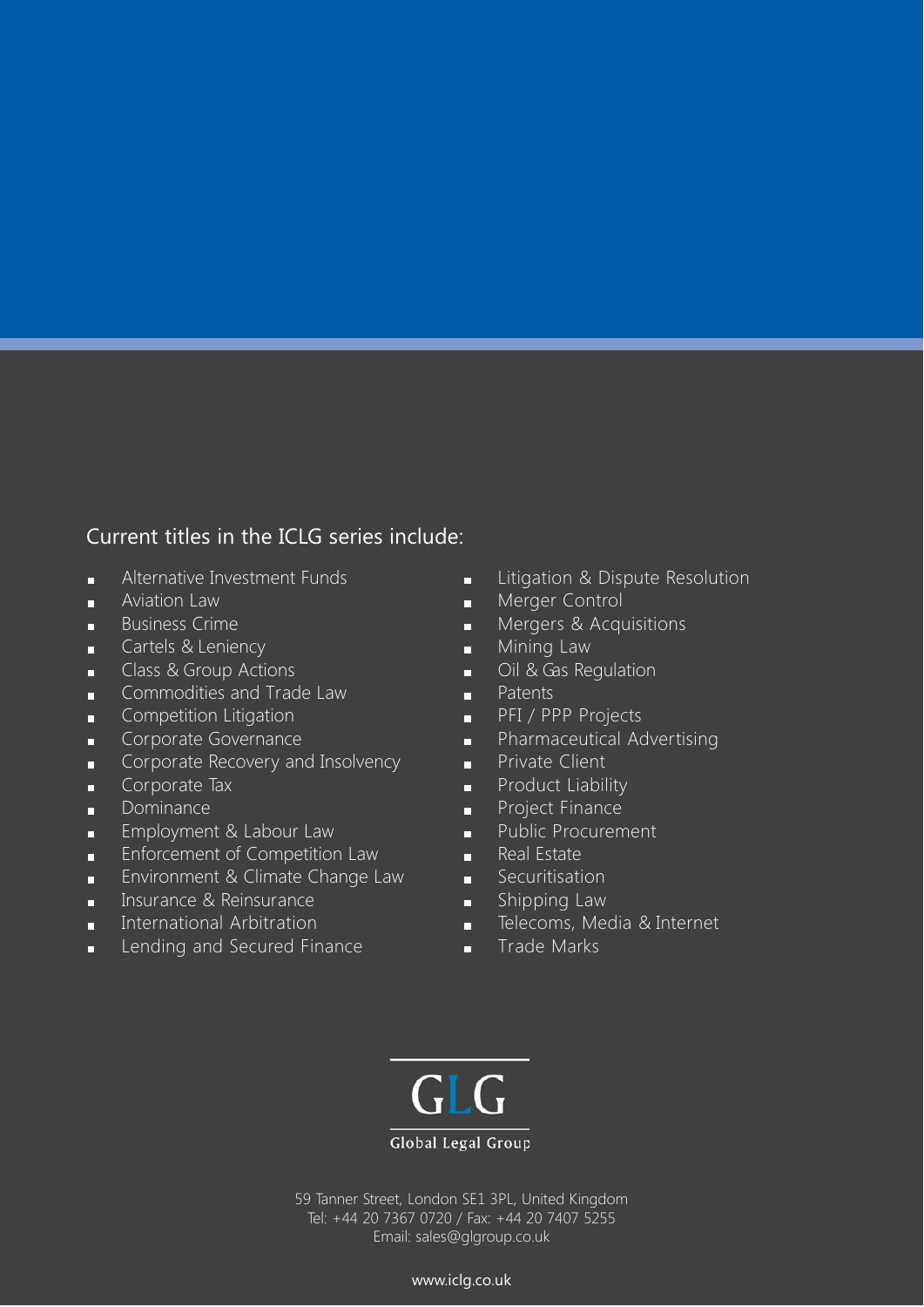Current titles in the ICLG series include:

- Alternative Investment Funds
- Aviation Law
- Business Crime
- Cartels & Leniency
- Class & Group Actions
- Commodities and Trade Law
- Competition Litigation
- Corporate Governance
- Corporate Recovery and Insolvency
- Corporate Tax
- Dominance
- Employment & Labour Law
- Enforcement of Competition Law
- Environment & Climate Change Law
- Insurance & Reinsurance
- International Arbitration
- Lending and Secured Finance
- Litigation & Dispute Resolution
- Merger Control
- Mergers & Acquisitions
- Mining Law
- Oil & Gas Regulation
- Patents
- PFI / PPP Projects
- Pharmaceutical Advertising
- Private Client
- Product Liability
- Project Finance
- Public Procurement
- Real Estate
- Securitisation
- Shipping Law
- Telecoms, Media & Internet
- Trade Marks

GLG

Global Legal Group

59 Tanner Street, London SE1 3PL, United Kingdom
Tel: +44 20 7367 0720 / Fax: +44 20 7407 5255
Email: sales@glgroup.co.uk

www.iclg.co.uk